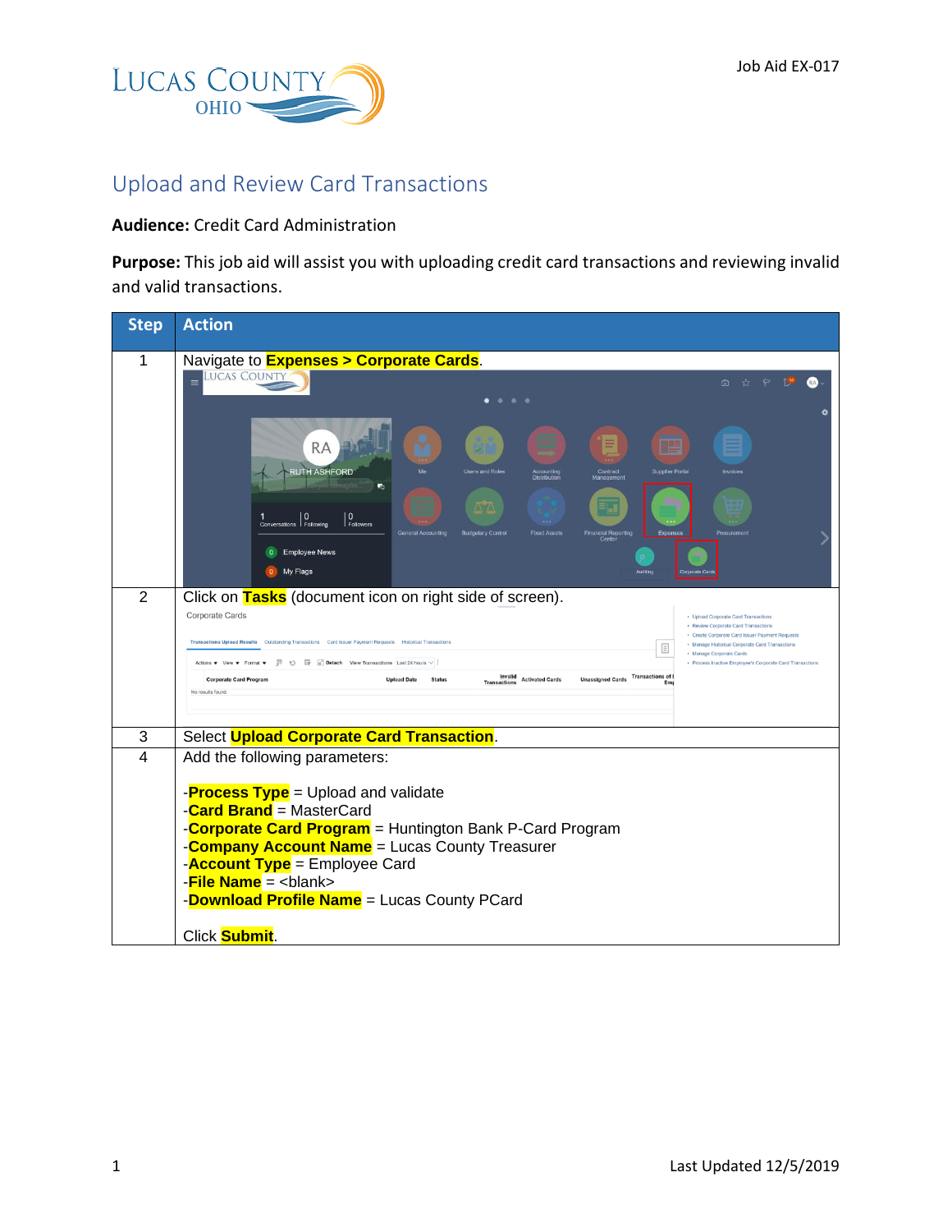Job Aid EX-017

# Upload and Review Card Transactions

**Audience:** Credit Card Administration

**Purpose:** This job aid will assist you with uploading credit card transactions and reviewing invalid and valid transactions.

| Step | Action |
|---|---|
| 1 | Navigate to **Expenses > Corporate Cards**. |
| 2 | Click on **Tasks** (document icon on right side of screen). |
| 3 | Select **Upload Corporate Card Transaction**. |
| 4 | Add the following parameters:<br><br>-**Process Type** = Upload and validate<br>-**Card Brand** = MasterCard<br>-**Corporate Card Program** = Huntington Bank P-Card Program<br>-**Company Account Name** = Lucas County Treasurer<br>-**Account Type** = Employee Card<br>-**File Name** = <blank><br>-**Download Profile Name** = Lucas County PCard<br><br>Click **Submit**. |

Last Updated 12/5/2019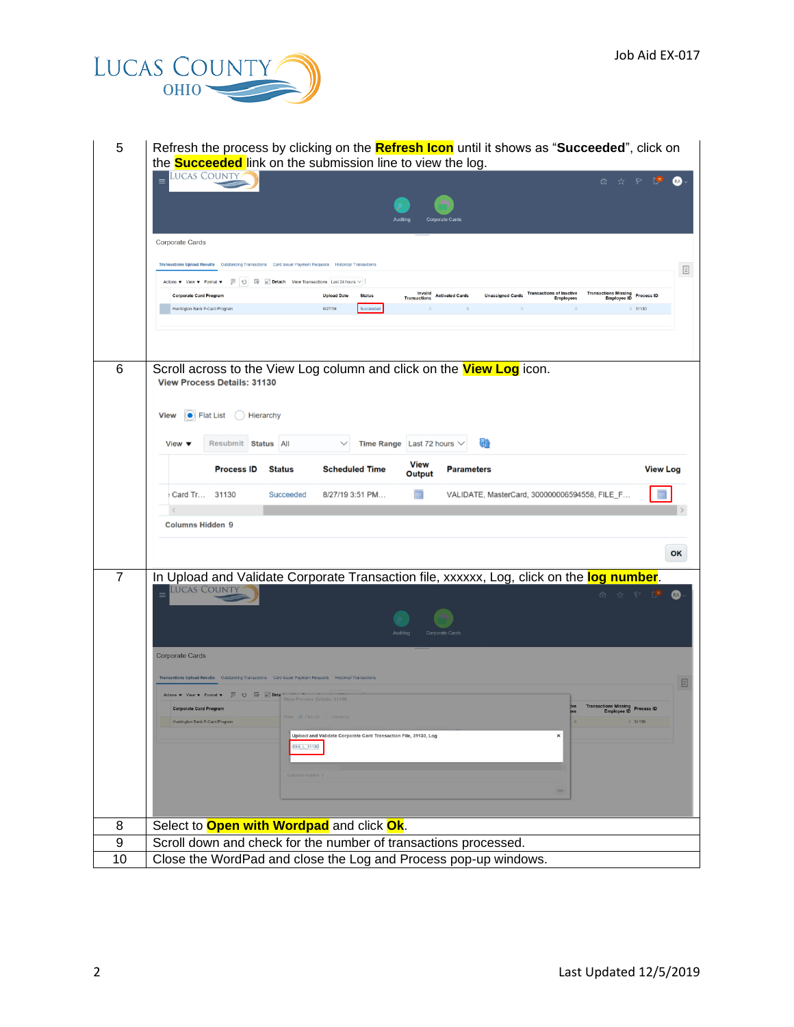| | |
|---|---|
| 5 | Refresh the process by clicking on the **Refresh Icon** until it shows as "**Succeeded**", click on the **Succeeded** link on the submission line to view the log. |
| 6 | Scroll across to the View Log column and click on the **View Log** icon. |
| 7 | In Upload and Validate Corporate Transaction file, xxxxxx, Log, click on the **log number**. |
| 8 | Select to **Open with Wordpad** and click **Ok**. |
| 9 | Scroll down and check for the number of transactions processed. |
| 10 | Close the WordPad and close the Log and Process pop-up windows. |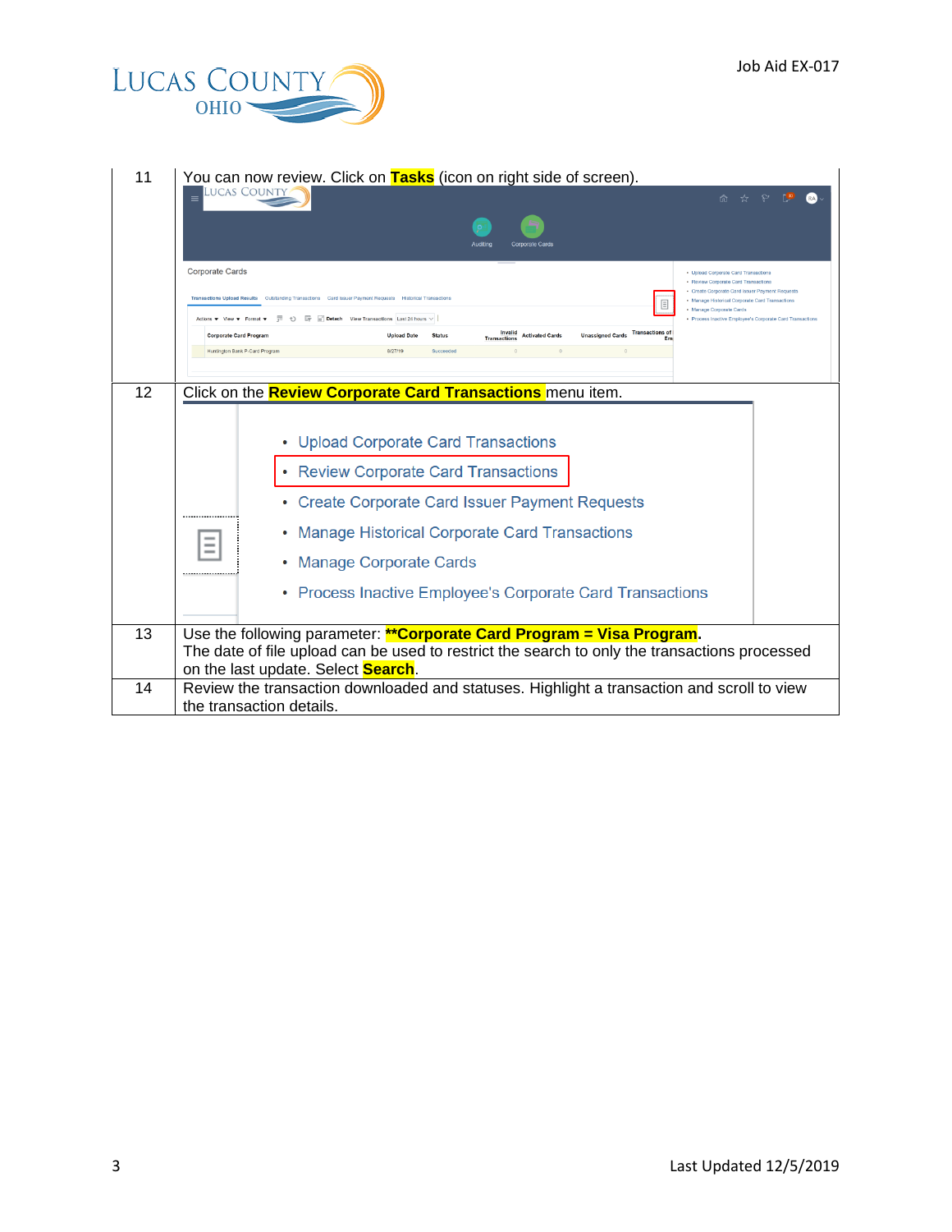| | |
|---|---|
| 11 | You can now review. Click on **Tasks** (icon on right side of screen). |
| 12 | Click on the **Review Corporate Card Transactions** menu item. |
| 13 | Use the following parameter: **\*\*Corporate Card Program = Visa Program**. The date of file upload can be used to restrict the search to only the transactions processed on the last update. Select **Search**. |
| 14 | Review the transaction downloaded and statuses. Highlight a transaction and scroll to view the transaction details. |